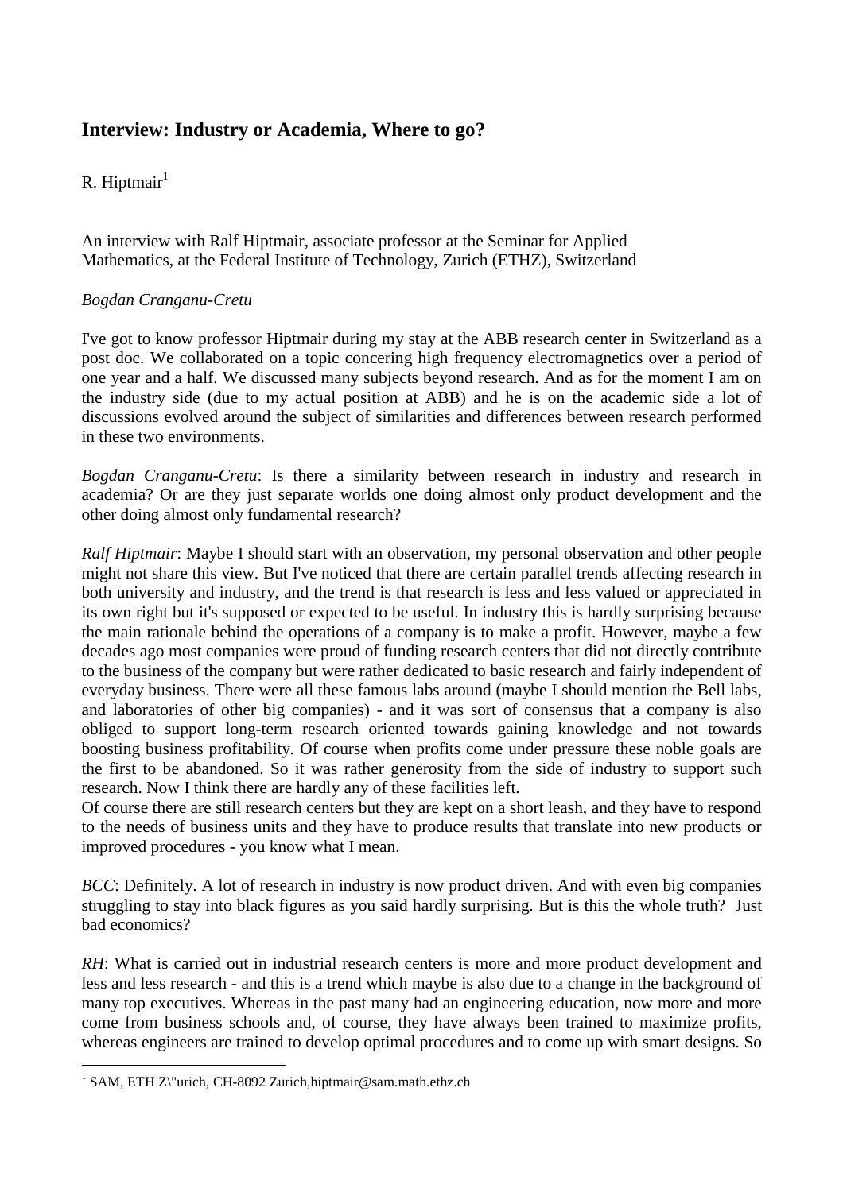## Interview: Industry or Academia, Where to go?

R. Hiptmair[1]

An interview with Ralf Hiptmair, associate professor at the Seminar for Applied Mathematics, at the Federal Institute of Technology, Zurich (ETHZ), Switzerland

*Bogdan Cranganu-Cretu*

I've got to know professor Hiptmair during my stay at the ABB research center in Switzerland as a post doc. We collaborated on a topic concering high frequency electromagnetics over a period of one year and a half. We discussed many subjects beyond research. And as for the moment I am on the industry side (due to my actual position at ABB) and he is on the academic side a lot of discussions evolved around the subject of similarities and differences between research performed in these two environments.

*Bogdan Cranganu-Cretu*: Is there a similarity between research in industry and research in academia? Or are they just separate worlds one doing almost only product development and the other doing almost only fundamental research?

*Ralf Hiptmair*: Maybe I should start with an observation, my personal observation and other people might not share this view. But I've noticed that there are certain parallel trends affecting research in both university and industry, and the trend is that research is less and less valued or appreciated in its own right but it's supposed or expected to be useful. In industry this is hardly surprising because the main rationale behind the operations of a company is to make a profit. However, maybe a few decades ago most companies were proud of funding research centers that did not directly contribute to the business of the company but were rather dedicated to basic research and fairly independent of everyday business. There were all these famous labs around (maybe I should mention the Bell labs, and laboratories of other big companies) - and it was sort of consensus that a company is also obliged to support long-term research oriented towards gaining knowledge and not towards boosting business profitability. Of course when profits come under pressure these noble goals are the first to be abandoned. So it was rather generosity from the side of industry to support such research. Now I think there are hardly any of these facilities left.
Of course there are still research centers but they are kept on a short leash, and they have to respond to the needs of business units and they have to produce results that translate into new products or improved procedures - you know what I mean.

*BCC*: Definitely. A lot of research in industry is now product driven. And with even big companies struggling to stay into black figures as you said hardly surprising. But is this the whole truth? Just bad economics?

*RH*: What is carried out in industrial research centers is more and more product development and less and less research - and this is a trend which maybe is also due to a change in the background of many top executives. Whereas in the past many had an engineering education, now more and more come from business schools and, of course, they have always been trained to maximize profits, whereas engineers are trained to develop optimal procedures and to come up with smart designs. So

---

[1] SAM, ETH Z\"urich, CH-8092 Zurich,hiptmair@sam.math.ethz.ch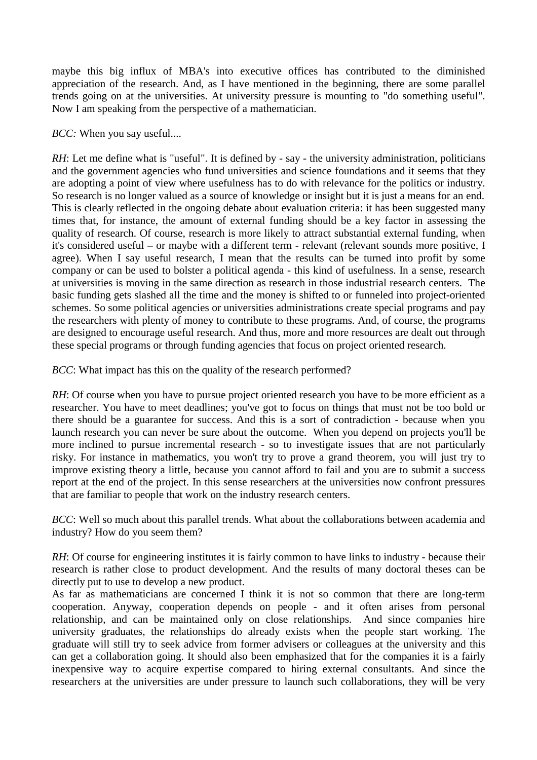maybe this big influx of MBA's into executive offices has contributed to the diminished appreciation of the research. And, as I have mentioned in the beginning, there are some parallel trends going on at the universities. At university pressure is mounting to "do something useful". Now I am speaking from the perspective of a mathematician.

*BCC:* When you say useful....

*RH*: Let me define what is "useful". It is defined by - say - the university administration, politicians and the government agencies who fund universities and science foundations and it seems that they are adopting a point of view where usefulness has to do with relevance for the politics or industry. So research is no longer valued as a source of knowledge or insight but it is just a means for an end. This is clearly reflected in the ongoing debate about evaluation criteria: it has been suggested many times that, for instance, the amount of external funding should be a key factor in assessing the quality of research. Of course, research is more likely to attract substantial external funding, when it's considered useful – or maybe with a different term - relevant (relevant sounds more positive, I agree). When I say useful research, I mean that the results can be turned into profit by some company or can be used to bolster a political agenda - this kind of usefulness. In a sense, research at universities is moving in the same direction as research in those industrial research centers. The basic funding gets slashed all the time and the money is shifted to or funneled into project-oriented schemes. So some political agencies or universities administrations create special programs and pay the researchers with plenty of money to contribute to these programs. And, of course, the programs are designed to encourage useful research. And thus, more and more resources are dealt out through these special programs or through funding agencies that focus on project oriented research.

*BCC*: What impact has this on the quality of the research performed?

*RH*: Of course when you have to pursue project oriented research you have to be more efficient as a researcher. You have to meet deadlines; you've got to focus on things that must not be too bold or there should be a guarantee for success. And this is a sort of contradiction - because when you launch research you can never be sure about the outcome. When you depend on projects you'll be more inclined to pursue incremental research - so to investigate issues that are not particularly risky. For instance in mathematics, you won't try to prove a grand theorem, you will just try to improve existing theory a little, because you cannot afford to fail and you are to submit a success report at the end of the project. In this sense researchers at the universities now confront pressures that are familiar to people that work on the industry research centers.

*BCC*: Well so much about this parallel trends. What about the collaborations between academia and industry? How do you seem them?

*RH*: Of course for engineering institutes it is fairly common to have links to industry - because their research is rather close to product development. And the results of many doctoral theses can be directly put to use to develop a new product.
As far as mathematicians are concerned I think it is not so common that there are long-term cooperation. Anyway, cooperation depends on people - and it often arises from personal relationship, and can be maintained only on close relationships. And since companies hire university graduates, the relationships do already exists when the people start working. The graduate will still try to seek advice from former advisers or colleagues at the university and this can get a collaboration going. It should also been emphasized that for the companies it is a fairly inexpensive way to acquire expertise compared to hiring external consultants. And since the researchers at the universities are under pressure to launch such collaborations, they will be very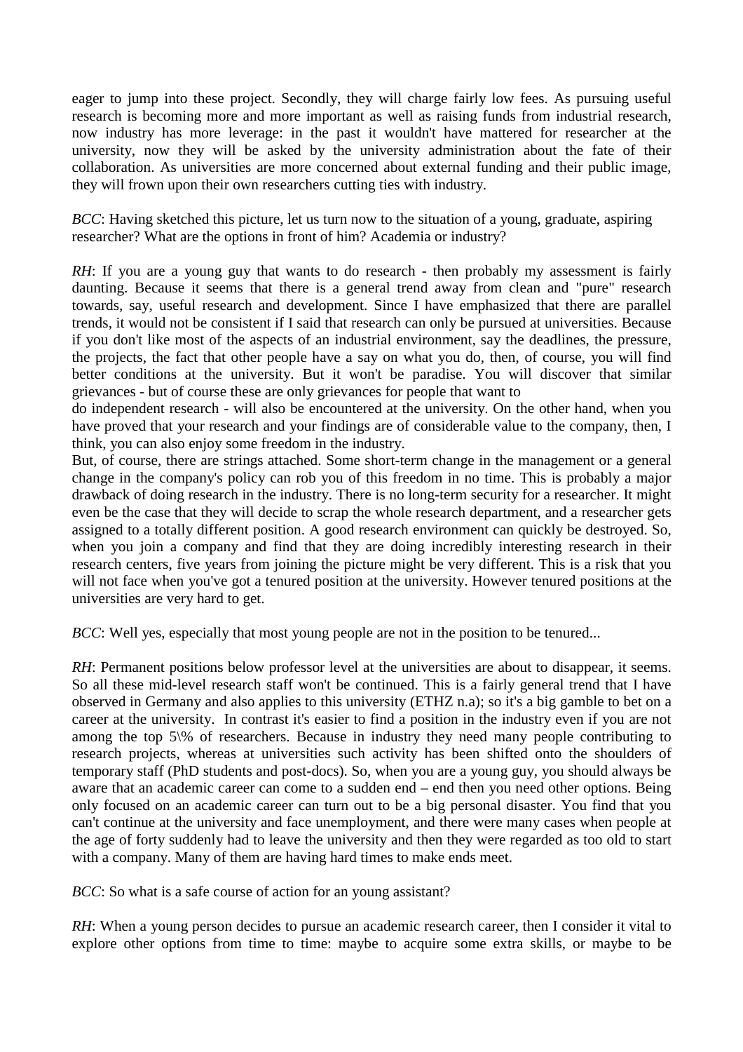eager to jump into these project. Secondly, they will charge fairly low fees. As pursuing useful research is becoming more and more important as well as raising funds from industrial research, now industry has more leverage: in the past it wouldn't have mattered for researcher at the university, now they will be asked by the university administration about the fate of their collaboration. As universities are more concerned about external funding and their public image, they will frown upon their own researchers cutting ties with industry.

*BCC*: Having sketched this picture, let us turn now to the situation of a young, graduate, aspiring researcher? What are the options in front of him? Academia or industry?

*RH*: If you are a young guy that wants to do research - then probably my assessment is fairly daunting. Because it seems that there is a general trend away from clean and "pure" research towards, say, useful research and development. Since I have emphasized that there are parallel trends, it would not be consistent if I said that research can only be pursued at universities. Because if you don't like most of the aspects of an industrial environment, say the deadlines, the pressure, the projects, the fact that other people have a say on what you do, then, of course, you will find better conditions at the university. But it won't be paradise. You will discover that similar grievances - but of course these are only grievances for people that want to do independent research - will also be encountered at the university. On the other hand, when you have proved that your research and your findings are of considerable value to the company, then, I think, you can also enjoy some freedom in the industry.

But, of course, there are strings attached. Some short-term change in the management or a general change in the company's policy can rob you of this freedom in no time. This is probably a major drawback of doing research in the industry. There is no long-term security for a researcher. It might even be the case that they will decide to scrap the whole research department, and a researcher gets assigned to a totally different position. A good research environment can quickly be destroyed. So, when you join a company and find that they are doing incredibly interesting research in their research centers, five years from joining the picture might be very different. This is a risk that you will not face when you've got a tenured position at the university. However tenured positions at the universities are very hard to get.

*BCC*: Well yes, especially that most young people are not in the position to be tenured...

*RH*: Permanent positions below professor level at the universities are about to disappear, it seems. So all these mid-level research staff won't be continued. This is a fairly general trend that I have observed in Germany and also applies to this university (ETHZ n.a); so it's a big gamble to bet on a career at the university. In contrast it's easier to find a position in the industry even if you are not among the top 5\% of researchers. Because in industry they need many people contributing to research projects, whereas at universities such activity has been shifted onto the shoulders of temporary staff (PhD students and post-docs). So, when you are a young guy, you should always be aware that an academic career can come to a sudden end – end then you need other options. Being only focused on an academic career can turn out to be a big personal disaster. You find that you can't continue at the university and face unemployment, and there were many cases when people at the age of forty suddenly had to leave the university and then they were regarded as too old to start with a company. Many of them are having hard times to make ends meet.

*BCC*: So what is a safe course of action for an young assistant?

*RH*: When a young person decides to pursue an academic research career, then I consider it vital to explore other options from time to time: maybe to acquire some extra skills, or maybe to be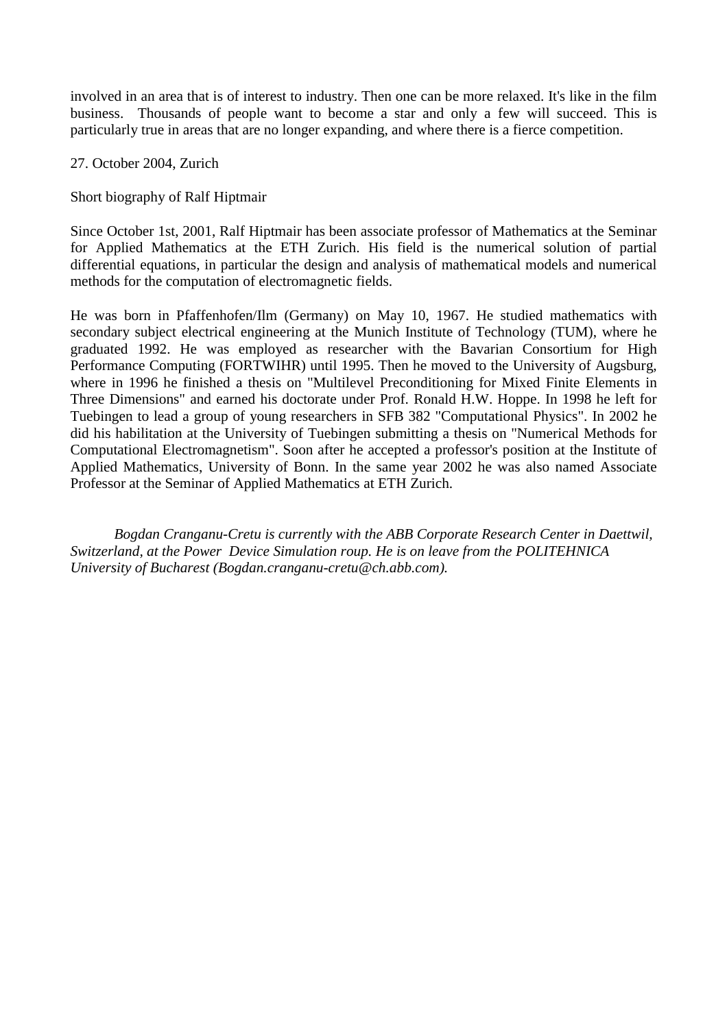involved in an area that is of interest to industry. Then one can be more relaxed. It's like in the film business. Thousands of people want to become a star and only a few will succeed. This is particularly true in areas that are no longer expanding, and where there is a fierce competition.

27. October 2004, Zurich

Short biography of Ralf Hiptmair

Since October 1st, 2001, Ralf Hiptmair has been associate professor of Mathematics at the Seminar for Applied Mathematics at the ETH Zurich. His field is the numerical solution of partial differential equations, in particular the design and analysis of mathematical models and numerical methods for the computation of electromagnetic fields.

He was born in Pfaffenhofen/Ilm (Germany) on May 10, 1967. He studied mathematics with secondary subject electrical engineering at the Munich Institute of Technology (TUM), where he graduated 1992. He was employed as researcher with the Bavarian Consortium for High Performance Computing (FORTWIHR) until 1995. Then he moved to the University of Augsburg, where in 1996 he finished a thesis on "Multilevel Preconditioning for Mixed Finite Elements in Three Dimensions" and earned his doctorate under Prof. Ronald H.W. Hoppe. In 1998 he left for Tuebingen to lead a group of young researchers in SFB 382 "Computational Physics". In 2002 he did his habilitation at the University of Tuebingen submitting a thesis on "Numerical Methods for Computational Electromagnetism". Soon after he accepted a professor's position at the Institute of Applied Mathematics, University of Bonn. In the same year 2002 he was also named Associate Professor at the Seminar of Applied Mathematics at ETH Zurich.

*Bogdan Cranganu-Cretu is currently with the ABB Corporate Research Center in Daettwil, Switzerland, at the Power Device Simulation roup. He is on leave from the POLITEHNICA University of Bucharest (Bogdan.cranganu-cretu@ch.abb.com).*